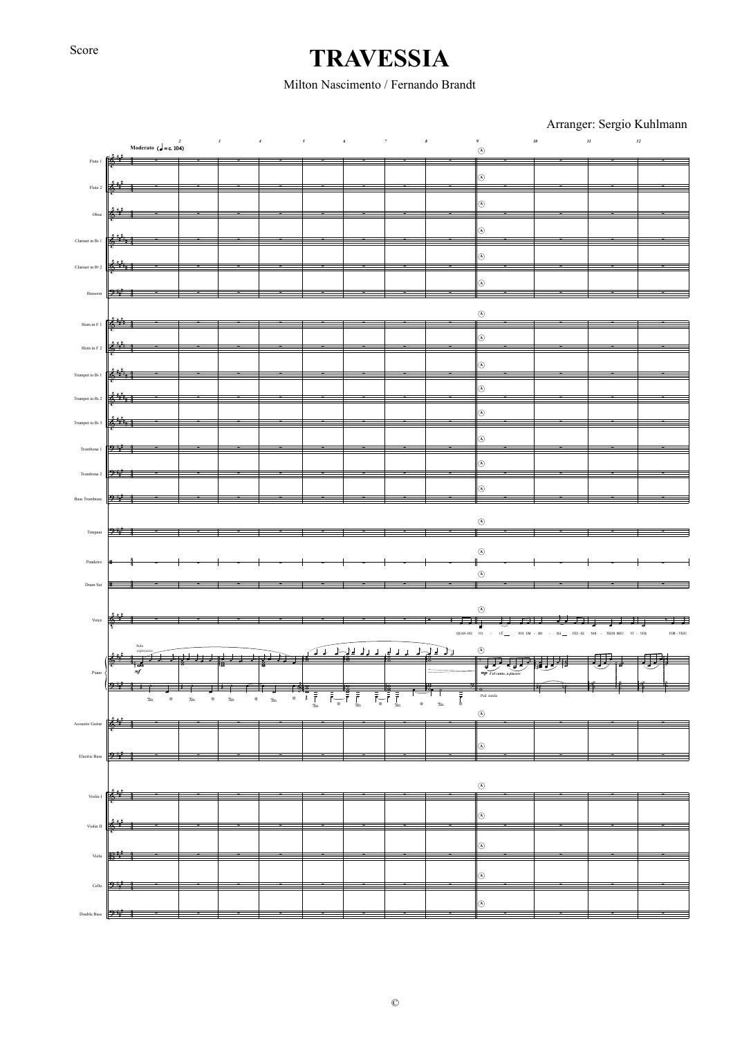Score

# TRAVESSIA

Milton Nascimento / Fernando Brandt

Arranger: Sergio Kuhlmann

Moderato (♩ = c. 104)

Flute 1
Flute 2
Oboe
Clarinet in B♭ 1
Clarinet in B♭ 2
Bassoon
Horn in F 1
Horn in F 2
Trumpet in B♭ 1
Trumpet in B♭ 2
Trumpet in B♭ 3
Trombone 1
Trombone 2
Bass Trombone
Timpani
Pandeiro
Drum Set
Voice
Piano
Acoustic Guitar
Electric Bass
Violin I
Violin II
Viola
Cello
Double Bass

Solo *espressivo* *mf*

*mp* Col canto, à piacere

Ped. simile

QUAN - DO VO - CÊ FOI EM - BO - RA FEZ - SE NOI - TEEM MEU VI - VER FOR - TEEU

©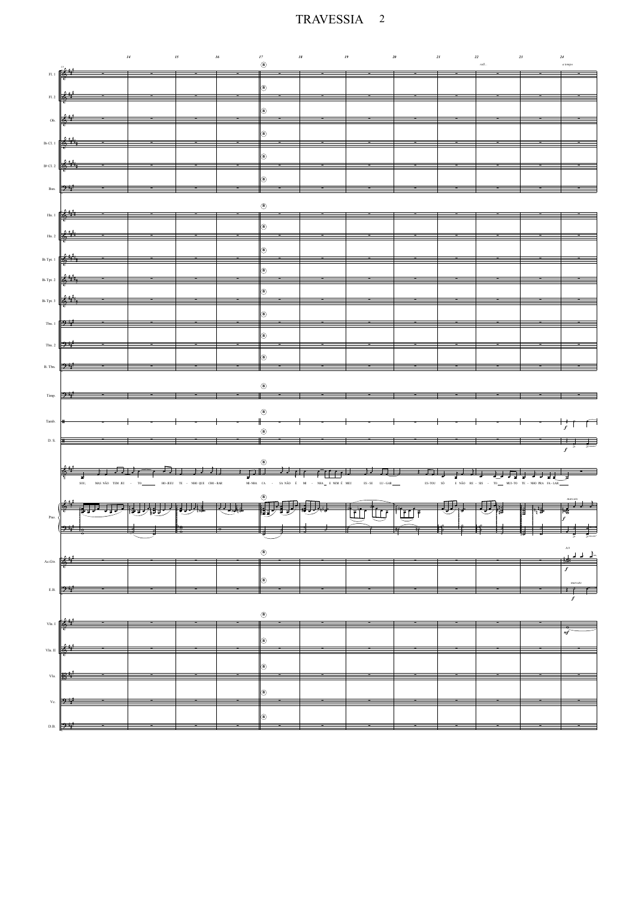rall... a tempo

SOU, MAS NÃO TEM NI - TO ___ HO - JEU TE - NHO QUE CHO - RAR MI - NHA CA - SA NÃO É MI - NHA E NEM É MEU ES - SE LU - GAR ___ ES - TOU SÓ E NÃO RE - SIS - TO ___ MUI - TO TE - NHO PRA FA - LAR ___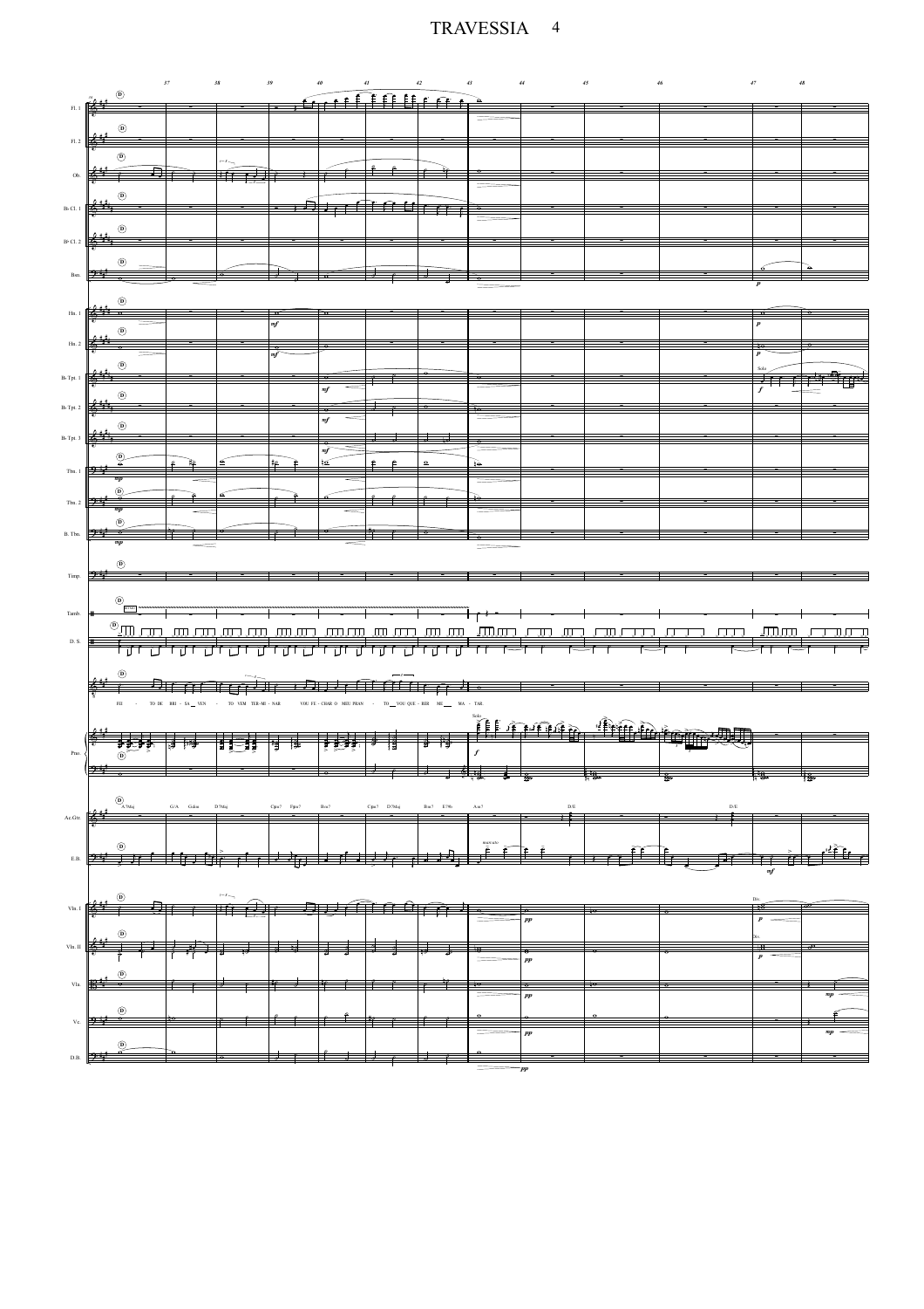TRAVESSIA

FEI - TO DE BRI - SA VEN - TO VEM TER-MI - NAR VOU FE - CHAR O MEU PRAN - TO VOU QUE - RER MEU MA - TAR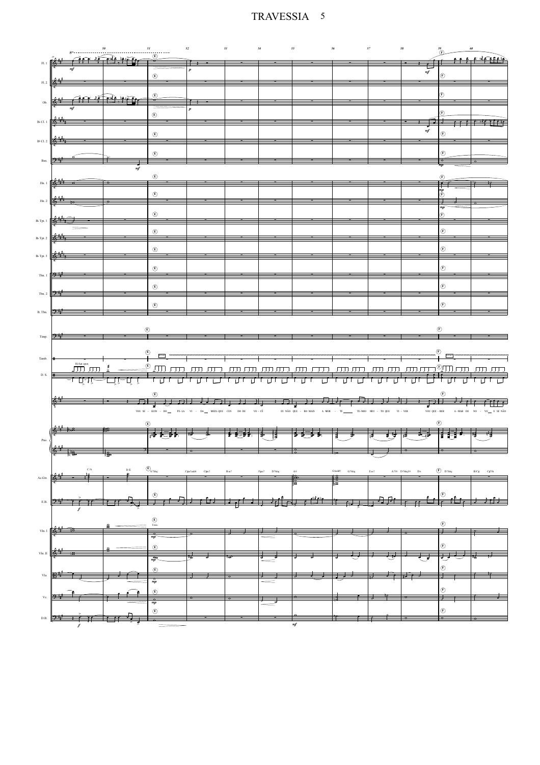VOU SE - GUIN - DO PE - LA VI - DA ME ES - QUE CEN DO DE VO - CÊ EU NÃO QUE - RO MAIS A MOR - TE TE - NHO MUI - TO QUE VI - VER VOU QUE - RER A - MAR DE NO - VO E SE NÃO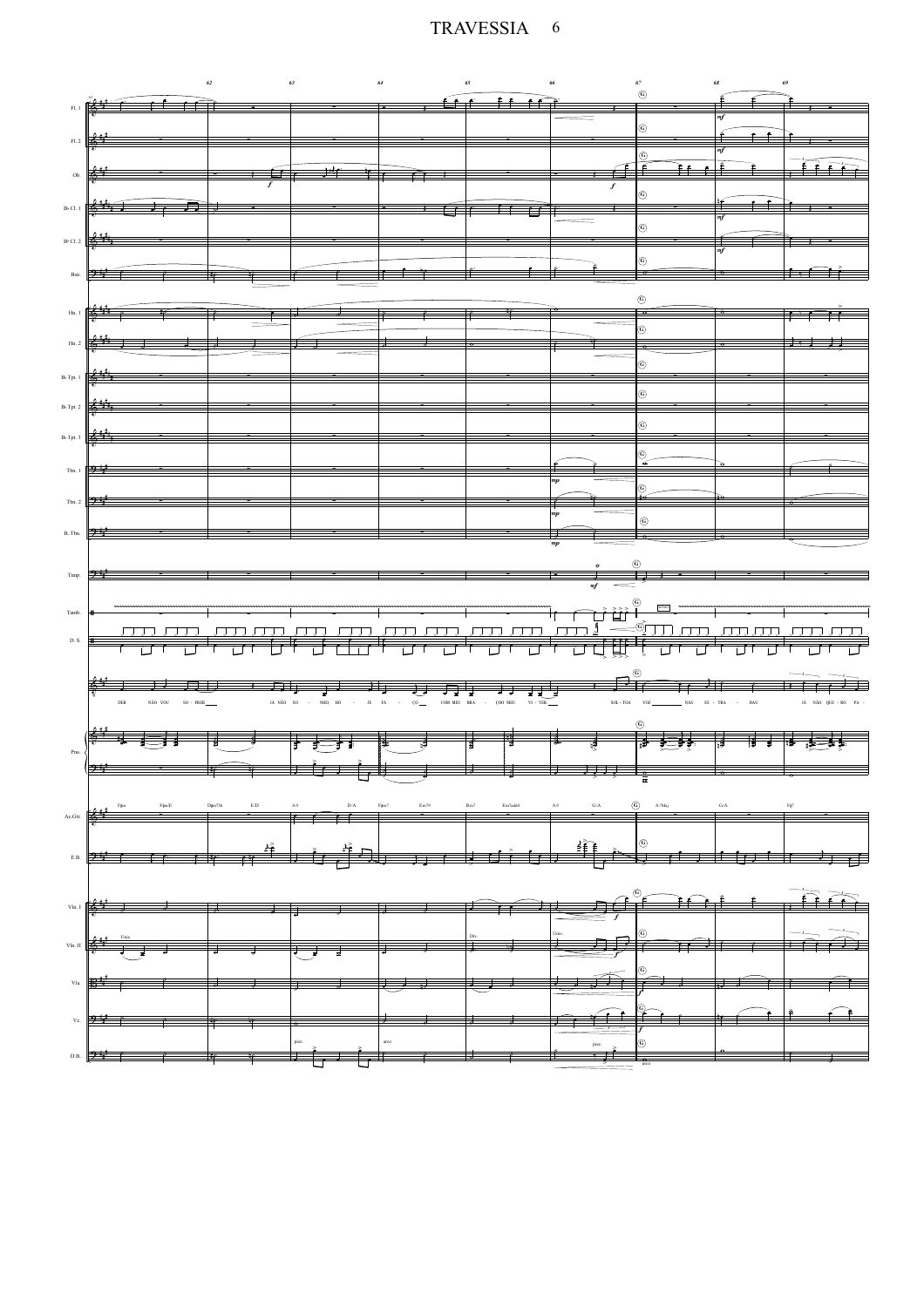DER NÃO VOU SO - FRER JÁ NÃO SO - NHO, HO - JE FA - ÇO COM MEU BRA - ÇOO MEU VI - VER SOL - TOA VOZ NAS ES - TRA - DAS JÁ NÃO QUE - RO PA -

F#m F#m/E D#m7b5 E/D A9 D/A F#m7 Em79 Bm7 Em7add4 A9 G/A A7Maj G/A F#7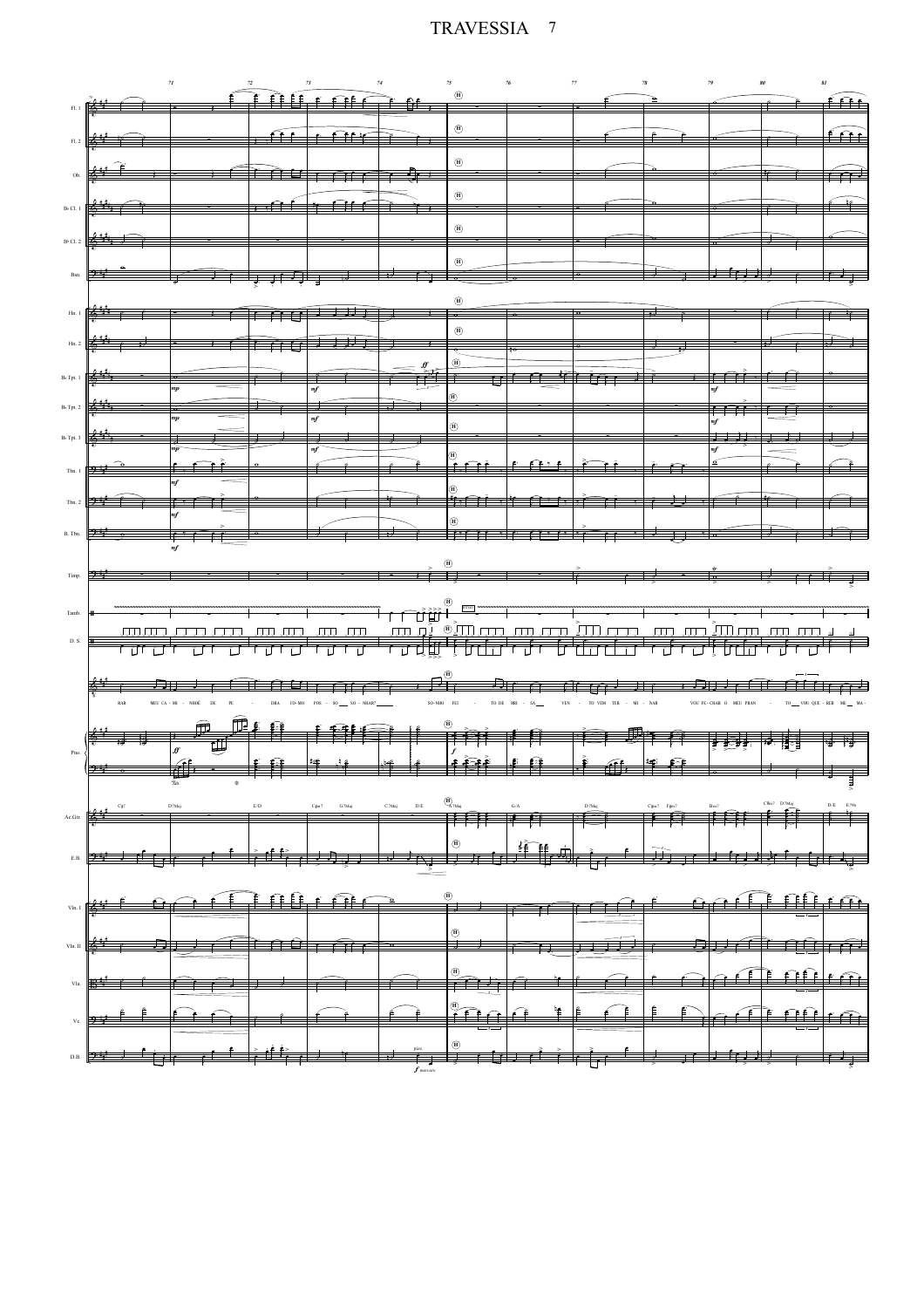Fl. 1, Fl. 2, Ob., B♭ Cl. 1, B♭ Cl. 2, Bsn., Hn. 1, Hn. 2, B♭ Tpt. 1, B♭ Tpt. 2, B♭ Tpt. 3, Tbn. 1, Tbn. 2, B. Tbn., Timp., Tamb., D. S., Pno., Ac.Gtr., E.B., Vln. I, Vln. II, Vla., Vc., D.B.

71 72 73 74 75 76 77 78 79 80 81

(H)

RAR MEU CA - MI - NHOÉ DE PE - DRA CO-MO POS - SO SO - NHAR? SO-NHO FEI - TO DE BRI - SA VEN - TO VEM TER - MI - NAR VOU FE-CHAR O MEU PRAN - TO VOU QUE-RER ME MA-

C#7 D7M(9) E/D C#m7 G7M(9) C7M(9) D/E A7M(9) G/A D7M(9) C#m7 F#m7 Bm7 C#m7 D7M(9) D/E E7(9)

*ff* *mp* *mf* *f* *f marcato* pizz.